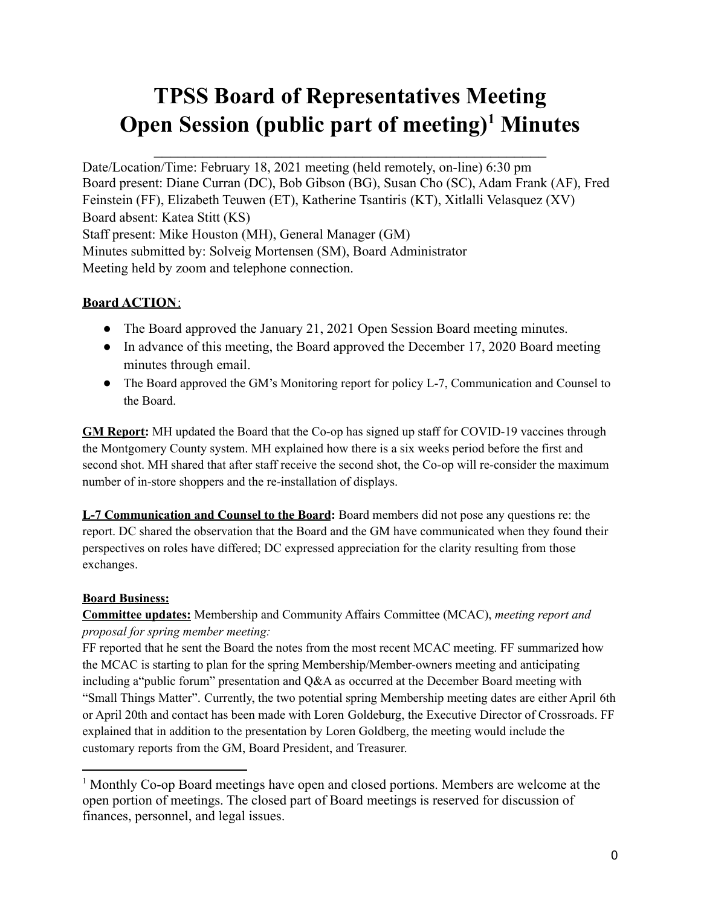# TPSS Board of Representatives Meeting Open Session (public part of meeting)[1] Minutes

Date/Location/Time: February 18, 2021 meeting (held remotely, on-line) 6:30 pm
Board present: Diane Curran (DC), Bob Gibson (BG), Susan Cho (SC), Adam Frank (AF), Fred Feinstein (FF), Elizabeth Teuwen (ET), Katherine Tsantiris (KT), Xitlalli Velasquez (XV)
Board absent: Katea Stitt (KS)
Staff present: Mike Houston (MH), General Manager (GM)
Minutes submitted by: Solveig Mortensen (SM), Board Administrator
Meeting held by zoom and telephone connection.

**Board ACTION**:

- The Board approved the January 21, 2021 Open Session Board meeting minutes.
- In advance of this meeting, the Board approved the December 17, 2020 Board meeting minutes through email.
- The Board approved the GM's Monitoring report for policy L-7, Communication and Counsel to the Board.

**GM Report:** MH updated the Board that the Co-op has signed up staff for COVID-19 vaccines through the Montgomery County system. MH explained how there is a six weeks period before the first and second shot. MH shared that after staff receive the second shot, the Co-op will re-consider the maximum number of in-store shoppers and the re-installation of displays.

**L-7 Communication and Counsel to the Board:** Board members did not pose any questions re: the report. DC shared the observation that the Board and the GM have communicated when they found their perspectives on roles have differed; DC expressed appreciation for the clarity resulting from those exchanges.

**Board Business:**

**Committee updates:** Membership and Community Affairs Committee (MCAC), *meeting report and proposal for spring member meeting:*

FF reported that he sent the Board the notes from the most recent MCAC meeting. FF summarized how the MCAC is starting to plan for the spring Membership/Member-owners meeting and anticipating including a"public forum" presentation and Q&A as occurred at the December Board meeting with "Small Things Matter". Currently, the two potential spring Membership meeting dates are either April 6th or April 20th and contact has been made with Loren Goldeburg, the Executive Director of Crossroads. FF explained that in addition to the presentation by Loren Goldberg, the meeting would include the customary reports from the GM, Board President, and Treasurer.

[1] Monthly Co-op Board meetings have open and closed portions. Members are welcome at the open portion of meetings. The closed part of Board meetings is reserved for discussion of finances, personnel, and legal issues.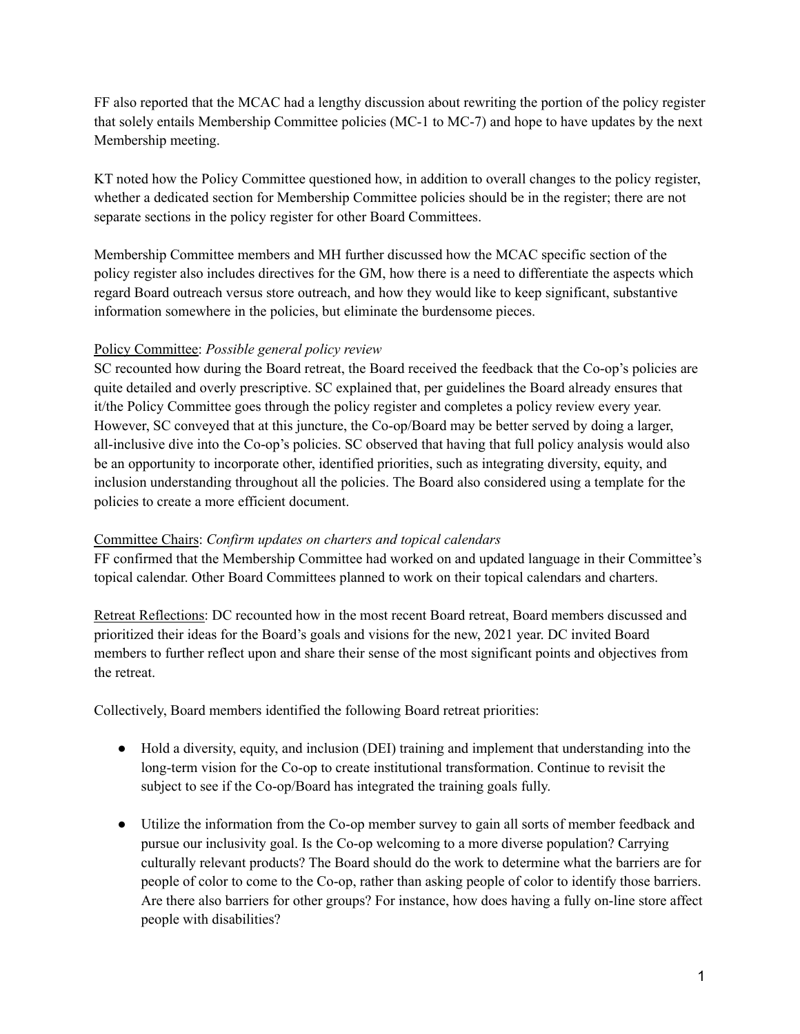FF also reported that the MCAC had a lengthy discussion about rewriting the portion of the policy register that solely entails Membership Committee policies (MC-1 to MC-7) and hope to have updates by the next Membership meeting.

KT noted how the Policy Committee questioned how, in addition to overall changes to the policy register, whether a dedicated section for Membership Committee policies should be in the register; there are not separate sections in the policy register for other Board Committees.

Membership Committee members and MH further discussed how the MCAC specific section of the policy register also includes directives for the GM, how there is a need to differentiate the aspects which regard Board outreach versus store outreach, and how they would like to keep significant, substantive information somewhere in the policies, but eliminate the burdensome pieces.

Policy Committee: *Possible general policy review*
SC recounted how during the Board retreat, the Board received the feedback that the Co-op's policies are quite detailed and overly prescriptive. SC explained that, per guidelines the Board already ensures that it/the Policy Committee goes through the policy register and completes a policy review every year. However, SC conveyed that at this juncture, the Co-op/Board may be better served by doing a larger, all-inclusive dive into the Co-op's policies. SC observed that having that full policy analysis would also be an opportunity to incorporate other, identified priorities, such as integrating diversity, equity, and inclusion understanding throughout all the policies. The Board also considered using a template for the policies to create a more efficient document.

Committee Chairs: *Confirm updates on charters and topical calendars*
FF confirmed that the Membership Committee had worked on and updated language in their Committee's topical calendar. Other Board Committees planned to work on their topical calendars and charters.

Retreat Reflections: DC recounted how in the most recent Board retreat, Board members discussed and prioritized their ideas for the Board's goals and visions for the new, 2021 year. DC invited Board members to further reflect upon and share their sense of the most significant points and objectives from the retreat.

Collectively, Board members identified the following Board retreat priorities:

- Hold a diversity, equity, and inclusion (DEI) training and implement that understanding into the long-term vision for the Co-op to create institutional transformation. Continue to revisit the subject to see if the Co-op/Board has integrated the training goals fully.

- Utilize the information from the Co-op member survey to gain all sorts of member feedback and pursue our inclusivity goal. Is the Co-op welcoming to a more diverse population? Carrying culturally relevant products? The Board should do the work to determine what the barriers are for people of color to come to the Co-op, rather than asking people of color to identify those barriers. Are there also barriers for other groups? For instance, how does having a fully on-line store affect people with disabilities?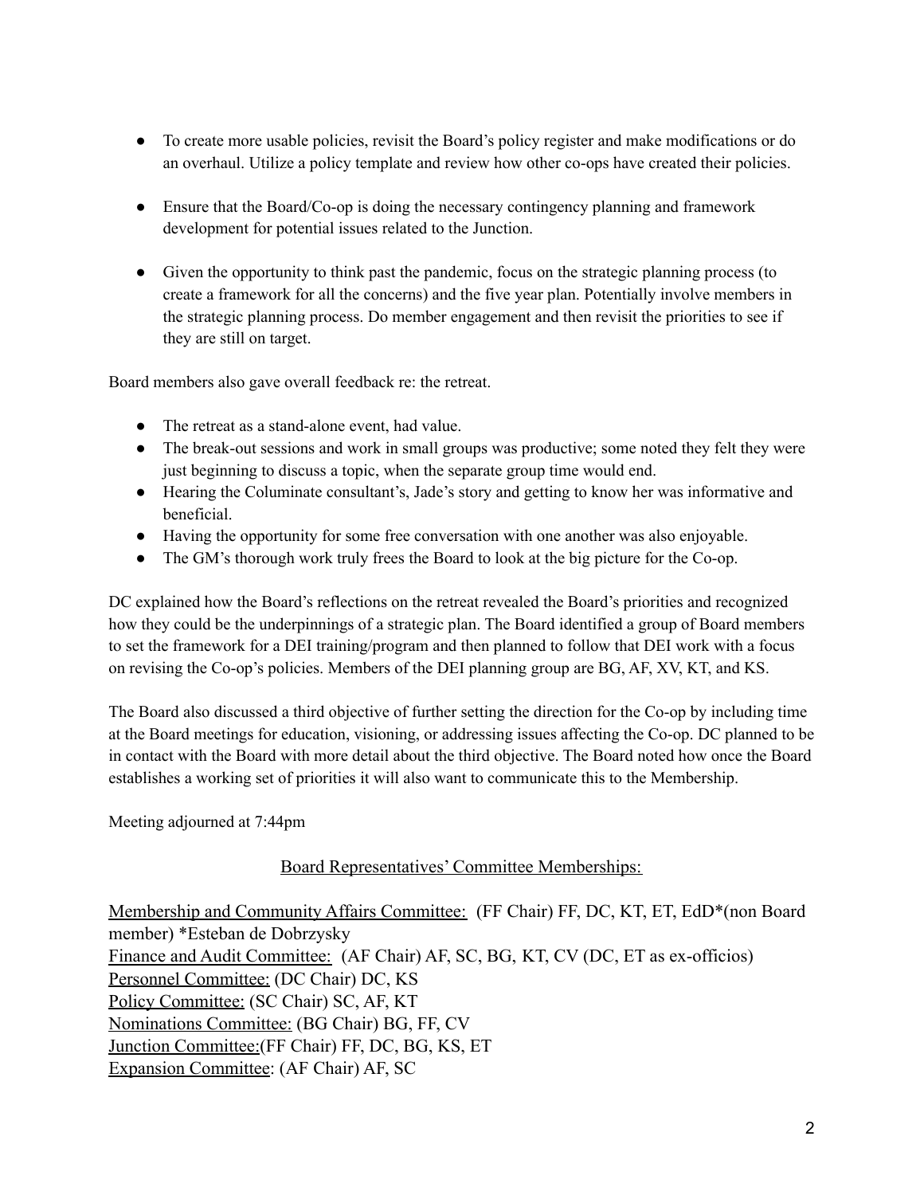- To create more usable policies, revisit the Board's policy register and make modifications or do an overhaul. Utilize a policy template and review how other co-ops have created their policies.

- Ensure that the Board/Co-op is doing the necessary contingency planning and framework development for potential issues related to the Junction.

- Given the opportunity to think past the pandemic, focus on the strategic planning process (to create a framework for all the concerns) and the five year plan. Potentially involve members in the strategic planning process. Do member engagement and then revisit the priorities to see if they are still on target.

Board members also gave overall feedback re: the retreat.

- The retreat as a stand-alone event, had value.
- The break-out sessions and work in small groups was productive; some noted they felt they were just beginning to discuss a topic, when the separate group time would end.
- Hearing the Columinate consultant's, Jade's story and getting to know her was informative and beneficial.
- Having the opportunity for some free conversation with one another was also enjoyable.
- The GM's thorough work truly frees the Board to look at the big picture for the Co-op.

DC explained how the Board's reflections on the retreat revealed the Board's priorities and recognized how they could be the underpinnings of a strategic plan. The Board identified a group of Board members to set the framework for a DEI training/program and then planned to follow that DEI work with a focus on revising the Co-op's policies. Members of the DEI planning group are BG, AF, XV, KT, and KS.

The Board also discussed a third objective of further setting the direction for the Co-op by including time at the Board meetings for education, visioning, or addressing issues affecting the Co-op. DC planned to be in contact with the Board with more detail about the third objective. The Board noted how once the Board establishes a working set of priorities it will also want to communicate this to the Membership.

Meeting adjourned at 7:44pm

<u>Board Representatives' Committee Memberships:</u>

<u>Membership and Community Affairs Committee:</u> (FF Chair) FF, DC, KT, ET, EdD*(non Board member) *Esteban de Dobrzysky
<u>Finance and Audit Committee:</u> (AF Chair) AF, SC, BG, KT, CV (DC, ET as ex-officios)
<u>Personnel Committee:</u> (DC Chair) DC, KS
<u>Policy Committee:</u> (SC Chair) SC, AF, KT
<u>Nominations Committee:</u> (BG Chair) BG, FF, CV
<u>Junction Committee:</u>(FF Chair) FF, DC, BG, KS, ET
<u>Expansion Committee</u>: (AF Chair) AF, SC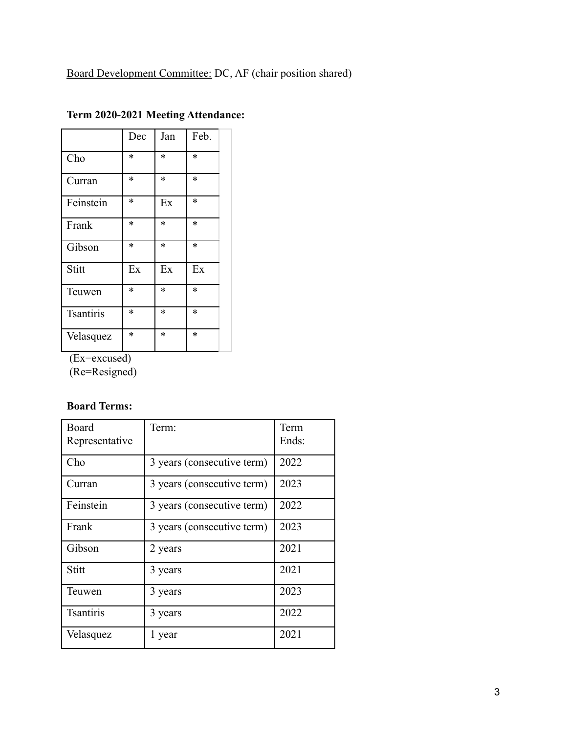<u>Board Development Committee:</u> DC, AF (chair position shared)

**Term 2020-2021 Meeting Attendance:**

| | Dec | Jan | Feb. |
|---|---|---|---|
| Cho | * | * | * |
| Curran | * | * | * |
| Feinstein | * | Ex | * |
| Frank | * | * | * |
| Gibson | * | * | * |
| Stitt | Ex | Ex | Ex |
| Teuwen | * | * | * |
| Tsantiris | * | * | * |
| Velasquez | * | * | * |

(Ex=excused)
(Re=Resigned)

**Board Terms:**

| Board Representative | Term: | Term Ends: |
|---|---|---|
| Cho | 3 years (consecutive term) | 2022 |
| Curran | 3 years (consecutive term) | 2023 |
| Feinstein | 3 years (consecutive term) | 2022 |
| Frank | 3 years (consecutive term) | 2023 |
| Gibson | 2 years | 2021 |
| Stitt | 3 years | 2021 |
| Teuwen | 3 years | 2023 |
| Tsantiris | 3 years | 2022 |
| Velasquez | 1 year | 2021 |